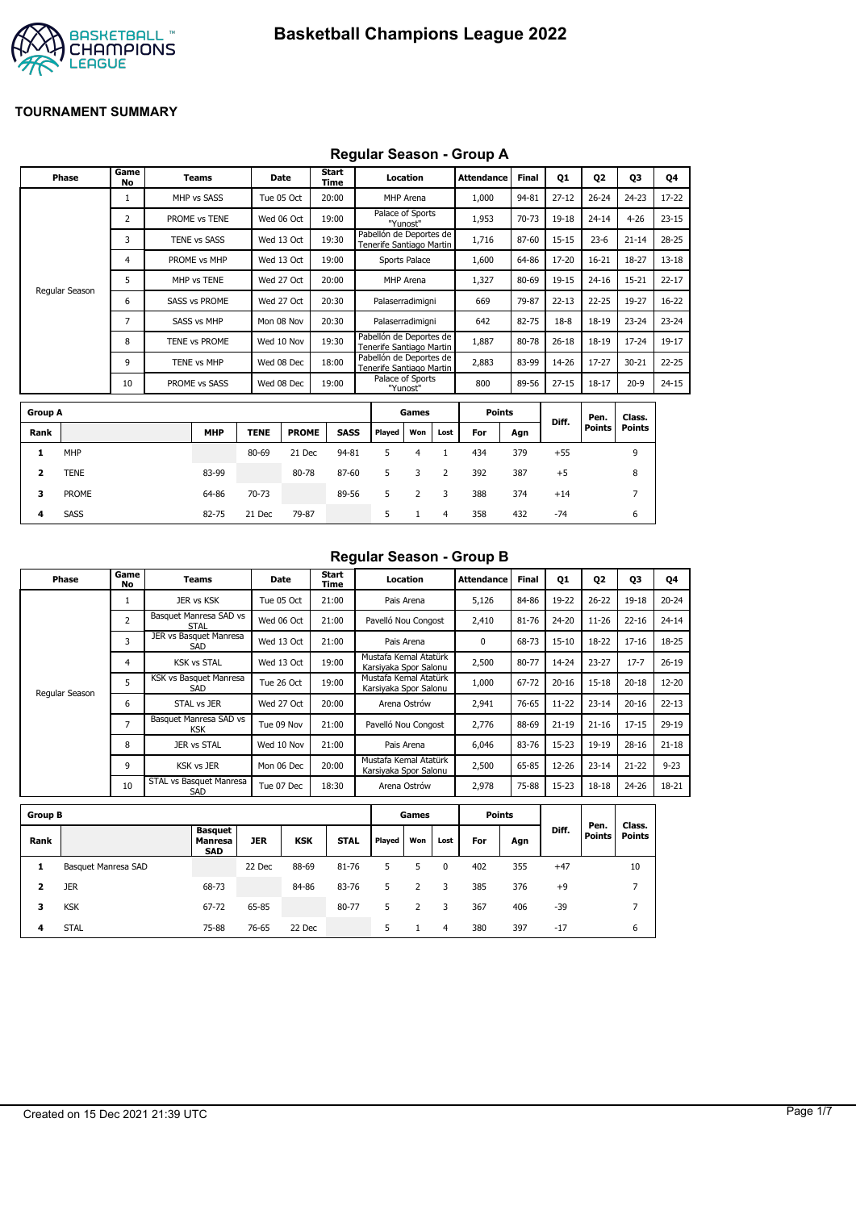# Basketball Champions League 2022

## TOURNAMENT SUMMARY

### Regular Season - Group A

| Phase | Game No | Teams | Date | Start Time | Location | Attendance | Final | Q1 | Q2 | Q3 | Q4 |
|---|---|---|---|---|---|---|---|---|---|---|---|
| Regular Season | 1 | MHP vs SASS | Tue 05 Oct | 20:00 | MHP Arena | 1,000 | 94-81 | 27-12 | 26-24 | 24-23 | 17-22 |
| | 2 | PROME vs TENE | Wed 06 Oct | 19:00 | Palace of Sports "Yunost" | 1,953 | 70-73 | 19-18 | 24-14 | 4-26 | 23-15 |
| | 3 | TENE vs SASS | Wed 13 Oct | 19:30 | Pabellón de Deportes de Tenerife Santiago Martin | 1,716 | 87-60 | 15-15 | 23-6 | 21-14 | 28-25 |
| | 4 | PROME vs MHP | Wed 13 Oct | 19:00 | Sports Palace | 1,600 | 64-86 | 17-20 | 16-21 | 18-27 | 13-18 |
| | 5 | MHP vs TENE | Wed 27 Oct | 20:00 | MHP Arena | 1,327 | 80-69 | 19-15 | 24-16 | 15-21 | 22-17 |
| | 6 | SASS vs PROME | Wed 27 Oct | 20:30 | Palaserradimigni | 669 | 79-87 | 22-13 | 22-25 | 19-27 | 16-22 |
| | 7 | SASS vs MHP | Mon 08 Nov | 20:30 | Palaserradimigni | 642 | 82-75 | 18-8 | 18-19 | 23-24 | 23-24 |
| | 8 | TENE vs PROME | Wed 10 Nov | 19:30 | Pabellón de Deportes de Tenerife Santiago Martin | 1,887 | 80-78 | 26-18 | 18-19 | 17-24 | 19-17 |
| | 9 | TENE vs MHP | Wed 08 Dec | 18:00 | Pabellón de Deportes de Tenerife Santiago Martin | 2,883 | 83-99 | 14-26 | 17-27 | 30-21 | 22-25 |
| | 10 | PROME vs SASS | Wed 08 Dec | 19:00 | Palace of Sports "Yunost" | 800 | 89-56 | 27-15 | 18-17 | 20-9 | 24-15 |

| Group A | | | | | | Games | | | Points | | Diff. | Pen. Points | Class. Points |
|---|---|---|---|---|---|---|---|---|---|---|---|---|---|
| Rank | | MHP | TENE | PROME | SASS | Played | Won | Lost | For | Agn | | | |
| 1 | MHP | | 80-69 | 21 Dec | 94-81 | 5 | 4 | 1 | 434 | 379 | +55 | | 9 |
| 2 | TENE | 83-99 | | 80-78 | 87-60 | 5 | 3 | 2 | 392 | 387 | +5 | | 8 |
| 3 | PROME | 64-86 | 70-73 | | 89-56 | 5 | 2 | 3 | 388 | 374 | +14 | | 7 |
| 4 | SASS | 82-75 | 21 Dec | 79-87 | | 5 | 1 | 4 | 358 | 432 | -74 | | 6 |

### Regular Season - Group B

| Phase | Game No | Teams | Date | Start Time | Location | Attendance | Final | Q1 | Q2 | Q3 | Q4 |
|---|---|---|---|---|---|---|---|---|---|---|---|
| Regular Season | 1 | JER vs KSK | Tue 05 Oct | 21:00 | Pais Arena | 5,126 | 84-86 | 19-22 | 26-22 | 19-18 | 20-24 |
| | 2 | Basquet Manresa SAD vs STAL | Wed 06 Oct | 21:00 | Pavelló Nou Congost | 2,410 | 81-76 | 24-20 | 11-26 | 22-16 | 24-14 |
| | 3 | JER vs Basquet Manresa SAD | Wed 13 Oct | 21:00 | Pais Arena | 0 | 68-73 | 15-10 | 18-22 | 17-16 | 18-25 |
| | 4 | KSK vs STAL | Wed 13 Oct | 19:00 | Mustafa Kemal Atatürk Karsiyaka Spor Salonu | 2,500 | 80-77 | 14-24 | 23-27 | 17-7 | 26-19 |
| | 5 | KSK vs Basquet Manresa SAD | Tue 26 Oct | 19:00 | Mustafa Kemal Atatürk Karsiyaka Spor Salonu | 1,000 | 67-72 | 20-16 | 15-18 | 20-18 | 12-20 |
| | 6 | STAL vs JER | Wed 27 Oct | 20:00 | Arena Ostrów | 2,941 | 76-65 | 11-22 | 23-14 | 20-16 | 22-13 |
| | 7 | Basquet Manresa SAD vs KSK | Tue 09 Nov | 21:00 | Pavelló Nou Congost | 2,776 | 88-69 | 21-19 | 21-16 | 17-15 | 29-19 |
| | 8 | JER vs STAL | Wed 10 Nov | 21:00 | Pais Arena | 6,046 | 83-76 | 15-23 | 19-19 | 28-16 | 21-18 |
| | 9 | KSK vs JER | Mon 06 Dec | 20:00 | Mustafa Kemal Atatürk Karsiyaka Spor Salonu | 2,500 | 65-85 | 12-26 | 23-14 | 21-22 | 9-23 |
| | 10 | STAL vs Basquet Manresa SAD | Tue 07 Dec | 18:30 | Arena Ostrów | 2,978 | 75-88 | 15-23 | 18-18 | 24-26 | 18-21 |

| Group B | | | | | | Games | | | Points | | Diff. | Pen. Points | Class. Points |
|---|---|---|---|---|---|---|---|---|---|---|---|---|---|
| Rank | | Basquet Manresa SAD | JER | KSK | STAL | Played | Won | Lost | For | Agn | | | |
| 1 | Basquet Manresa SAD | | 22 Dec | 88-69 | 81-76 | 5 | 5 | 0 | 402 | 355 | +47 | | 10 |
| 2 | JER | 68-73 | | 84-86 | 83-76 | 5 | 2 | 3 | 385 | 376 | +9 | | 7 |
| 3 | KSK | 67-72 | 65-85 | | 80-77 | 5 | 2 | 3 | 367 | 406 | -39 | | 7 |
| 4 | STAL | 75-88 | 76-65 | 22 Dec | | 5 | 1 | 4 | 380 | 397 | -17 | | 6 |

Created on 15 Dec 2021 21:39 UTC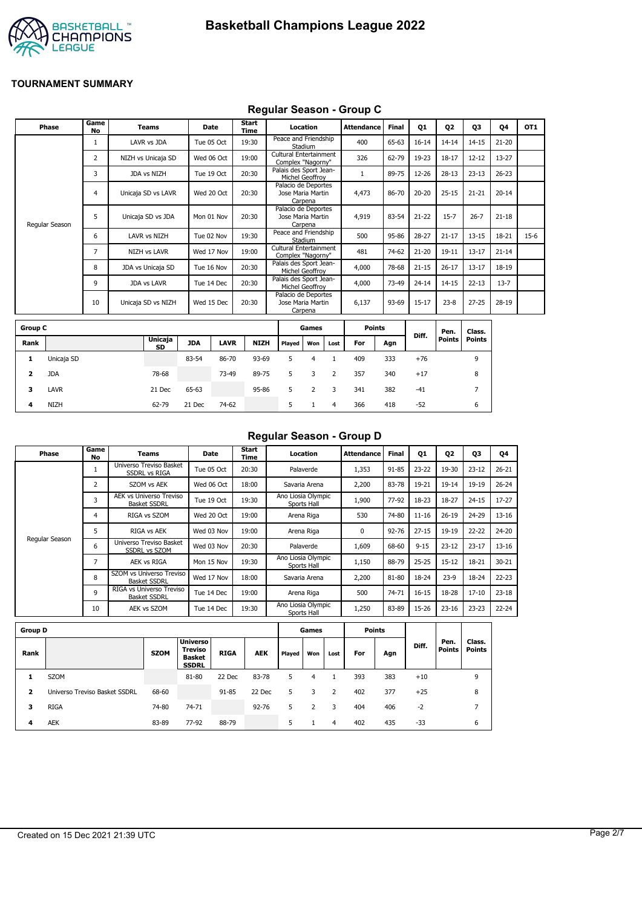# Basketball Champions League 2022

**TOURNAMENT SUMMARY**

## Regular Season - Group C

| Phase | Game No | Teams | Date | Start Time | Location | Attendance | Final | Q1 | Q2 | Q3 | Q4 | OT1 |
|---|---|---|---|---|---|---|---|---|---|---|---|---|
| Regular Season | 1 | LAVR vs JDA | Tue 05 Oct | 19:30 | Peace and Friendship Stadium | 400 | 65-63 | 16-14 | 14-14 | 14-15 | 21-20 | |
| | 2 | NIZH vs Unicaja SD | Wed 06 Oct | 19:00 | Cultural Entertainment Complex "Nagorny" | 326 | 62-79 | 19-23 | 18-17 | 12-12 | 13-27 | |
| | 3 | JDA vs NIZH | Tue 19 Oct | 20:30 | Palais des Sport Jean-Michel Geoffroy | 1 | 89-75 | 12-26 | 28-13 | 23-13 | 26-23 | |
| | 4 | Unicaja SD vs LAVR | Wed 20 Oct | 20:30 | Palacio de Deportes Jose Maria Martin Carpena | 4,473 | 86-70 | 20-20 | 25-15 | 21-21 | 20-14 | |
| | 5 | Unicaja SD vs JDA | Mon 01 Nov | 20:30 | Palacio de Deportes Jose Maria Martin Carpena | 4,919 | 83-54 | 21-22 | 15-7 | 26-7 | 21-18 | |
| | 6 | LAVR vs NIZH | Tue 02 Nov | 19:30 | Peace and Friendship Stadium | 500 | 95-86 | 28-27 | 21-17 | 13-15 | 18-21 | 15-6 |
| | 7 | NIZH vs LAVR | Wed 17 Nov | 19:00 | Cultural Entertainment Complex "Nagorny" | 481 | 74-62 | 21-20 | 19-11 | 13-17 | 21-14 | |
| | 8 | JDA vs Unicaja SD | Tue 16 Nov | 20:30 | Palais des Sport Jean-Michel Geoffroy | 4,000 | 78-68 | 21-15 | 26-17 | 13-17 | 18-19 | |
| | 9 | JDA vs LAVR | Tue 14 Dec | 20:30 | Palais des Sport Jean-Michel Geoffroy | 4,000 | 73-49 | 24-14 | 14-15 | 22-13 | 13-7 | |
| | 10 | Unicaja SD vs NIZH | Wed 15 Dec | 20:30 | Palacio de Deportes Jose Maria Martin Carpena | 6,137 | 93-69 | 15-17 | 23-8 | 27-25 | 28-19 | |

| Group C | | | | | | Games | | | Points | | Diff. | Pen. Points | Class. Points |
|---|---|---|---|---|---|---|---|---|---|---|---|---|---|
| Rank | | Unicaja SD | JDA | LAVR | NIZH | Played | Won | Lost | For | Agn | | | |
| 1 | Unicaja SD | | 83-54 | 86-70 | 93-69 | 5 | 4 | 1 | 409 | 333 | +76 | | 9 |
| 2 | JDA | 78-68 | | 73-49 | 89-75 | 5 | 3 | 2 | 357 | 340 | +17 | | 8 |
| 3 | LAVR | 21 Dec | 65-63 | | 95-86 | 5 | 2 | 3 | 341 | 382 | -41 | | 7 |
| 4 | NIZH | 62-79 | 21 Dec | 74-62 | | 5 | 1 | 4 | 366 | 418 | -52 | | 6 |

## Regular Season - Group D

| Phase | Game No | Teams | Date | Start Time | Location | Attendance | Final | Q1 | Q2 | Q3 | Q4 |
|---|---|---|---|---|---|---|---|---|---|---|---|
| Regular Season | 1 | Universo Treviso Basket SSDRL vs RIGA | Tue 05 Oct | 20:30 | Palaverde | 1,353 | 91-85 | 23-22 | 19-30 | 23-12 | 26-21 |
| | 2 | SZOM vs AEK | Wed 06 Oct | 18:00 | Savaria Arena | 2,200 | 83-78 | 19-21 | 19-14 | 19-19 | 26-24 |
| | 3 | AEK vs Universo Treviso Basket SSDRL | Tue 19 Oct | 19:30 | Ano Liosia Olympic Sports Hall | 1,900 | 77-92 | 18-23 | 18-27 | 24-15 | 17-27 |
| | 4 | RIGA vs SZOM | Wed 20 Oct | 19:00 | Arena Riga | 530 | 74-80 | 11-16 | 26-19 | 24-29 | 13-16 |
| | 5 | RIGA vs AEK | Wed 03 Nov | 19:00 | Arena Riga | 0 | 92-76 | 27-15 | 19-19 | 22-22 | 24-20 |
| | 6 | Universo Treviso Basket SSDRL vs SZOM | Wed 03 Nov | 20:30 | Palaverde | 1,609 | 68-60 | 9-15 | 23-12 | 23-17 | 13-16 |
| | 7 | AEK vs RIGA | Mon 15 Nov | 19:30 | Ano Liosia Olympic Sports Hall | 1,150 | 88-79 | 25-25 | 15-12 | 18-21 | 30-21 |
| | 8 | SZOM vs Universo Treviso Basket SSDRL | Wed 17 Nov | 18:00 | Savaria Arena | 2,200 | 81-80 | 18-24 | 23-9 | 18-24 | 22-23 |
| | 9 | RIGA vs Universo Treviso Basket SSDRL | Tue 14 Dec | 19:00 | Arena Riga | 500 | 74-71 | 16-15 | 18-28 | 17-10 | 23-18 |
| | 10 | AEK vs SZOM | Tue 14 Dec | 19:30 | Ano Liosia Olympic Sports Hall | 1,250 | 83-89 | 15-26 | 23-16 | 23-23 | 22-24 |

| Group D | | | | | | Games | | | Points | | Diff. | Pen. Points | Class. Points |
|---|---|---|---|---|---|---|---|---|---|---|---|---|---|
| Rank | | SZOM | Universo Treviso Basket SSDRL | RIGA | AEK | Played | Won | Lost | For | Agn | | | |
| 1 | SZOM | | 81-80 | 22 Dec | 83-78 | 5 | 4 | 1 | 393 | 383 | +10 | | 9 |
| 2 | Universo Treviso Basket SSDRL | 68-60 | | 91-85 | 22 Dec | 5 | 3 | 2 | 402 | 377 | +25 | | 8 |
| 3 | RIGA | 74-80 | 74-71 | | 92-76 | 5 | 2 | 3 | 404 | 406 | -2 | | 7 |
| 4 | AEK | 83-89 | 77-92 | 88-79 | | 5 | 1 | 4 | 402 | 435 | -33 | | 6 |

Created on 15 Dec 2021 21:39 UTC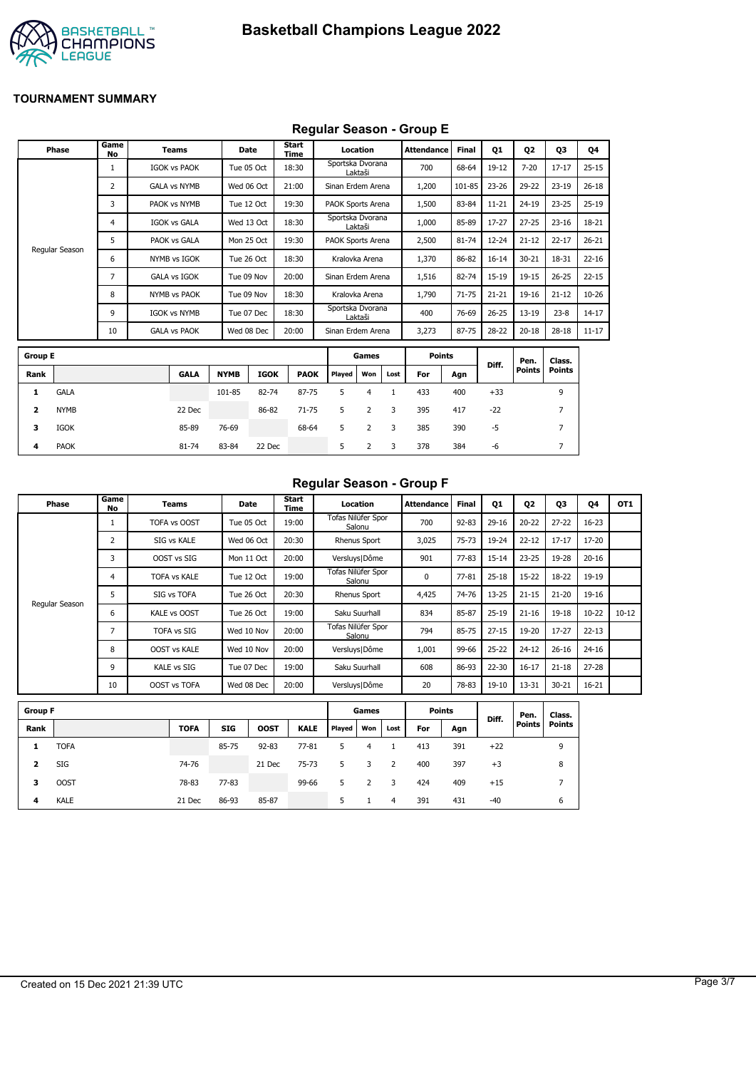# Basketball Champions League 2022

**TOURNAMENT SUMMARY**

## Regular Season - Group E

| Phase | Game No | Teams | Date | Start Time | Location | Attendance | Final | Q1 | Q2 | Q3 | Q4 |
|---|---|---|---|---|---|---|---|---|---|---|---|
| Regular Season | 1 | IGOK vs PAOK | Tue 05 Oct | 18:30 | Sportska Dvorana Laktaši | 700 | 68-64 | 19-12 | 7-20 | 17-17 | 25-15 |
| | 2 | GALA vs NYMB | Wed 06 Oct | 21:00 | Sinan Erdem Arena | 1,200 | 101-85 | 23-26 | 29-22 | 23-19 | 26-18 |
| | 3 | PAOK vs NYMB | Tue 12 Oct | 19:30 | PAOK Sports Arena | 1,500 | 83-84 | 11-21 | 24-19 | 23-25 | 25-19 |
| | 4 | IGOK vs GALA | Wed 13 Oct | 18:30 | Sportska Dvorana Laktaši | 1,000 | 85-89 | 17-27 | 27-25 | 23-16 | 18-21 |
| | 5 | PAOK vs GALA | Mon 25 Oct | 19:30 | PAOK Sports Arena | 2,500 | 81-74 | 12-24 | 21-12 | 22-17 | 26-21 |
| | 6 | NYMB vs IGOK | Tue 26 Oct | 18:30 | Kralovka Arena | 1,370 | 86-82 | 16-14 | 30-21 | 18-31 | 22-16 |
| | 7 | GALA vs IGOK | Tue 09 Nov | 20:00 | Sinan Erdem Arena | 1,516 | 82-74 | 15-19 | 19-15 | 26-25 | 22-15 |
| | 8 | NYMB vs PAOK | Tue 09 Nov | 18:30 | Kralovka Arena | 1,790 | 71-75 | 21-21 | 19-16 | 21-12 | 10-26 |
| | 9 | IGOK vs NYMB | Tue 07 Dec | 18:30 | Sportska Dvorana Laktaši | 400 | 76-69 | 26-25 | 13-19 | 23-8 | 14-17 |
| | 10 | GALA vs PAOK | Wed 08 Dec | 20:00 | Sinan Erdem Arena | 3,273 | 87-75 | 28-22 | 20-18 | 28-18 | 11-17 |

| Group E | | | | | | Games | | | Points | | Diff. | Pen. Points | Class. Points |
|---|---|---|---|---|---|---|---|---|---|---|---|---|---|
| Rank | | GALA | NYMB | IGOK | PAOK | Played | Won | Lost | For | Agn | | | |
| 1 | GALA | | 101-85 | 82-74 | 87-75 | 5 | 4 | 1 | 433 | 400 | +33 | | 9 |
| 2 | NYMB | 22 Dec | | 86-82 | 71-75 | 5 | 2 | 3 | 395 | 417 | -22 | | 7 |
| 3 | IGOK | 85-89 | 76-69 | | 68-64 | 5 | 2 | 3 | 385 | 390 | -5 | | 7 |
| 4 | PAOK | 81-74 | 83-84 | 22 Dec | | 5 | 2 | 3 | 378 | 384 | -6 | | 7 |

## Regular Season - Group F

| Phase | Game No | Teams | Date | Start Time | Location | Attendance | Final | Q1 | Q2 | Q3 | Q4 | OT1 |
|---|---|---|---|---|---|---|---|---|---|---|---|---|
| Regular Season | 1 | TOFA vs OOST | Tue 05 Oct | 19:00 | Tofas Nilüfer Spor Salonu | 700 | 92-83 | 29-16 | 20-22 | 27-22 | 16-23 | |
| | 2 | SIG vs KALE | Wed 06 Oct | 20:30 | Rhenus Sport | 3,025 | 75-73 | 19-24 | 22-12 | 17-17 | 17-20 | |
| | 3 | OOST vs SIG | Mon 11 Oct | 20:00 | Versluys\|Dôme | 901 | 77-83 | 15-14 | 23-25 | 19-28 | 20-16 | |
| | 4 | TOFA vs KALE | Tue 12 Oct | 19:00 | Tofas Nilüfer Spor Salonu | 0 | 77-81 | 25-18 | 15-22 | 18-22 | 19-19 | |
| | 5 | SIG vs TOFA | Tue 26 Oct | 20:30 | Rhenus Sport | 4,425 | 74-76 | 13-25 | 21-15 | 21-20 | 19-16 | |
| | 6 | KALE vs OOST | Tue 26 Oct | 19:00 | Saku Suurhall | 834 | 85-87 | 25-19 | 21-16 | 19-18 | 10-22 | 10-12 |
| | 7 | TOFA vs SIG | Wed 10 Nov | 20:00 | Tofas Nilüfer Spor Salonu | 794 | 85-75 | 27-15 | 19-20 | 17-27 | 22-13 | |
| | 8 | OOST vs KALE | Wed 10 Nov | 20:00 | Versluys\|Dôme | 1,001 | 99-66 | 25-22 | 24-12 | 26-16 | 24-16 | |
| | 9 | KALE vs SIG | Tue 07 Dec | 19:00 | Saku Suurhall | 608 | 86-93 | 22-30 | 16-17 | 21-18 | 27-28 | |
| | 10 | OOST vs TOFA | Wed 08 Dec | 20:00 | Versluys\|Dôme | 20 | 78-83 | 19-10 | 13-31 | 30-21 | 16-21 | |

| Group F | | | | | | Games | | | Points | | Diff. | Pen. Points | Class. Points |
|---|---|---|---|---|---|---|---|---|---|---|---|---|---|
| Rank | | TOFA | SIG | OOST | KALE | Played | Won | Lost | For | Agn | | | |
| 1 | TOFA | | 85-75 | 92-83 | 77-81 | 5 | 4 | 1 | 413 | 391 | +22 | | 9 |
| 2 | SIG | 74-76 | | 21 Dec | 75-73 | 5 | 3 | 2 | 400 | 397 | +3 | | 8 |
| 3 | OOST | 78-83 | 77-83 | | 99-66 | 5 | 2 | 3 | 424 | 409 | +15 | | 7 |
| 4 | KALE | 21 Dec | 86-93 | 85-87 | | 5 | 1 | 4 | 391 | 431 | -40 | | 6 |

Created on 15 Dec 2021 21:39 UTC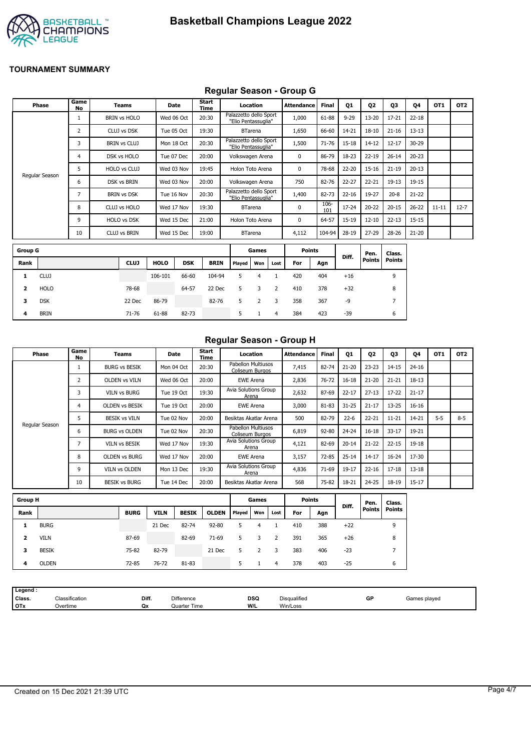# Basketball Champions League 2022

## TOURNAMENT SUMMARY

### Regular Season - Group G

| Phase | Game No | Teams | Date | Start Time | Location | Attendance | Final | Q1 | Q2 | Q3 | Q4 | OT1 | OT2 |
|---|---|---|---|---|---|---|---|---|---|---|---|---|---|
| Regular Season | 1 | BRIN vs HOLO | Wed 06 Oct | 20:30 | Palazzetto dello Sport "Elio Pentassuglia" | 1,000 | 61-88 | 9-29 | 13-20 | 17-21 | 22-18 | | |
| | 2 | CLUJ vs DSK | Tue 05 Oct | 19:30 | BTarena | 1,650 | 66-60 | 14-21 | 18-10 | 21-16 | 13-13 | | |
| | 3 | BRIN vs CLUJ | Mon 18 Oct | 20:30 | Palazzetto dello Sport "Elio Pentassuglia" | 1,500 | 71-76 | 15-18 | 14-12 | 12-17 | 30-29 | | |
| | 4 | DSK vs HOLO | Tue 07 Dec | 20:00 | Volkswagen Arena | 0 | 86-79 | 18-23 | 22-19 | 26-14 | 20-23 | | |
| | 5 | HOLO vs CLUJ | Wed 03 Nov | 19:45 | Holon Toto Arena | 0 | 78-68 | 22-20 | 15-16 | 21-19 | 20-13 | | |
| | 6 | DSK vs BRIN | Wed 03 Nov | 20:00 | Volkswagen Arena | 750 | 82-76 | 22-27 | 22-21 | 19-13 | 19-15 | | |
| | 7 | BRIN vs DSK | Tue 16 Nov | 20:30 | Palazzetto dello Sport "Elio Pentassuglia" | 1,400 | 82-73 | 22-16 | 19-27 | 20-8 | 21-22 | | |
| | 8 | CLUJ vs HOLO | Wed 17 Nov | 19:30 | BTarena | 0 | 106-101 | 17-24 | 20-22 | 20-15 | 26-22 | 11-11 | 12-7 |
| | 9 | HOLO vs DSK | Wed 15 Dec | 21:00 | Holon Toto Arena | 0 | 64-57 | 15-19 | 12-10 | 22-13 | 15-15 | | |
| | 10 | CLUJ vs BRIN | Wed 15 Dec | 19:00 | BTarena | 4,112 | 104-94 | 28-19 | 27-29 | 28-26 | 21-20 | | |

| Group G | | | | | | Games | | | Points | | Diff. | Pen. Points | Class. Points |
|---|---|---|---|---|---|---|---|---|---|---|---|---|---|
| Rank | | CLUJ | HOLO | DSK | BRIN | Played | Won | Lost | For | Agn | | | |
| 1 | CLUJ | | 106-101 | 66-60 | 104-94 | 5 | 4 | 1 | 420 | 404 | +16 | | 9 |
| 2 | HOLO | 78-68 | | 64-57 | 22 Dec | 5 | 3 | 2 | 410 | 378 | +32 | | 8 |
| 3 | DSK | 22 Dec | 86-79 | | 82-76 | 5 | 2 | 3 | 358 | 367 | -9 | | 7 |
| 4 | BRIN | 71-76 | 61-88 | 82-73 | | 5 | 1 | 4 | 384 | 423 | -39 | | 6 |

### Regular Season - Group H

| Phase | Game No | Teams | Date | Start Time | Location | Attendance | Final | Q1 | Q2 | Q3 | Q4 | OT1 | OT2 |
|---|---|---|---|---|---|---|---|---|---|---|---|---|---|
| Regular Season | 1 | BURG vs BESIK | Mon 04 Oct | 20:30 | Pabellon Multiusos Coliseum Burgos | 7,415 | 82-74 | 21-20 | 23-23 | 14-15 | 24-16 | | |
| | 2 | OLDEN vs VILN | Wed 06 Oct | 20:00 | EWE Arena | 2,836 | 76-72 | 16-18 | 21-20 | 21-21 | 18-13 | | |
| | 3 | VILN vs BURG | Tue 19 Oct | 19:30 | Avia Solutions Group Arena | 2,632 | 87-69 | 22-17 | 27-13 | 17-22 | 21-17 | | |
| | 4 | OLDEN vs BESIK | Tue 19 Oct | 20:00 | EWE Arena | 3,000 | 81-83 | 31-25 | 21-17 | 13-25 | 16-16 | | |
| | 5 | BESIK vs VILN | Tue 02 Nov | 20:00 | Besiktas Akatlar Arena | 500 | 82-79 | 22-6 | 22-21 | 11-21 | 14-21 | 5-5 | 8-5 |
| | 6 | BURG vs OLDEN | Tue 02 Nov | 20:30 | Pabellon Multiusos Coliseum Burgos | 6,819 | 92-80 | 24-24 | 16-18 | 33-17 | 19-21 | | |
| | 7 | VILN vs BESIK | Wed 17 Nov | 19:30 | Avia Solutions Group Arena | 4,121 | 82-69 | 20-14 | 21-22 | 22-15 | 19-18 | | |
| | 8 | OLDEN vs BURG | Wed 17 Nov | 20:00 | EWE Arena | 3,157 | 72-85 | 25-14 | 14-17 | 16-24 | 17-30 | | |
| | 9 | VILN vs OLDEN | Mon 13 Dec | 19:30 | Avia Solutions Group Arena | 4,836 | 71-69 | 19-17 | 22-16 | 17-18 | 13-18 | | |
| | 10 | BESIK vs BURG | Tue 14 Dec | 20:00 | Besiktas Akatlar Arena | 568 | 75-82 | 18-21 | 24-25 | 18-19 | 15-17 | | |

| Group H | | | | | | Games | | | Points | | Diff. | Pen. Points | Class. Points |
|---|---|---|---|---|---|---|---|---|---|---|---|---|---|
| Rank | | BURG | VILN | BESIK | OLDEN | Played | Won | Lost | For | Agn | | | |
| 1 | BURG | | 21 Dec | 82-74 | 92-80 | 5 | 4 | 1 | 410 | 388 | +22 | | 9 |
| 2 | VILN | 87-69 | | 82-69 | 71-69 | 5 | 3 | 2 | 391 | 365 | +26 | | 8 |
| 3 | BESIK | 75-82 | 82-79 | | 21 Dec | 5 | 2 | 3 | 383 | 406 | -23 | | 7 |
| 4 | OLDEN | 72-85 | 76-72 | 81-83 | | 5 | 1 | 4 | 378 | 403 | -25 | | 6 |

| Legend : | | | | | | | |
|---|---|---|---|---|---|---|---|
| Class. | Classification | Diff. | Difference | DSQ | Disqualified | GP | Games played |
| OTx | Overtime | Qx | Quarter Time | W/L | Win/Loss | | |

Created on 15 Dec 2021 21:39 UTC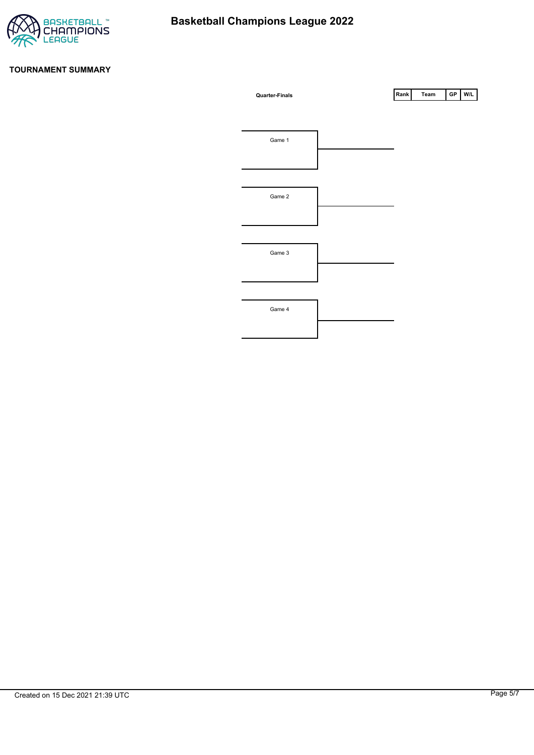# Basketball Champions League 2022

## TOURNAMENT SUMMARY

**Quarter-Finals**

| Rank | Team | GP | W/L |
| --- | --- | --- | --- |

Game 1

Game 2

Game 3

Game 4

Created on 15 Dec 2021 21:39 UTC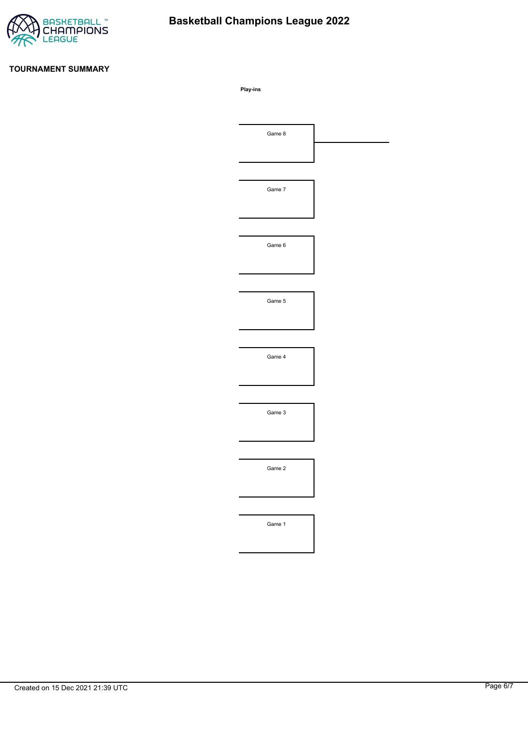**TOURNAMENT SUMMARY**

**Play-ins**

Game 8

Game 7

Game 6

Game 5

Game 4

Game 3

Game 2

Game 1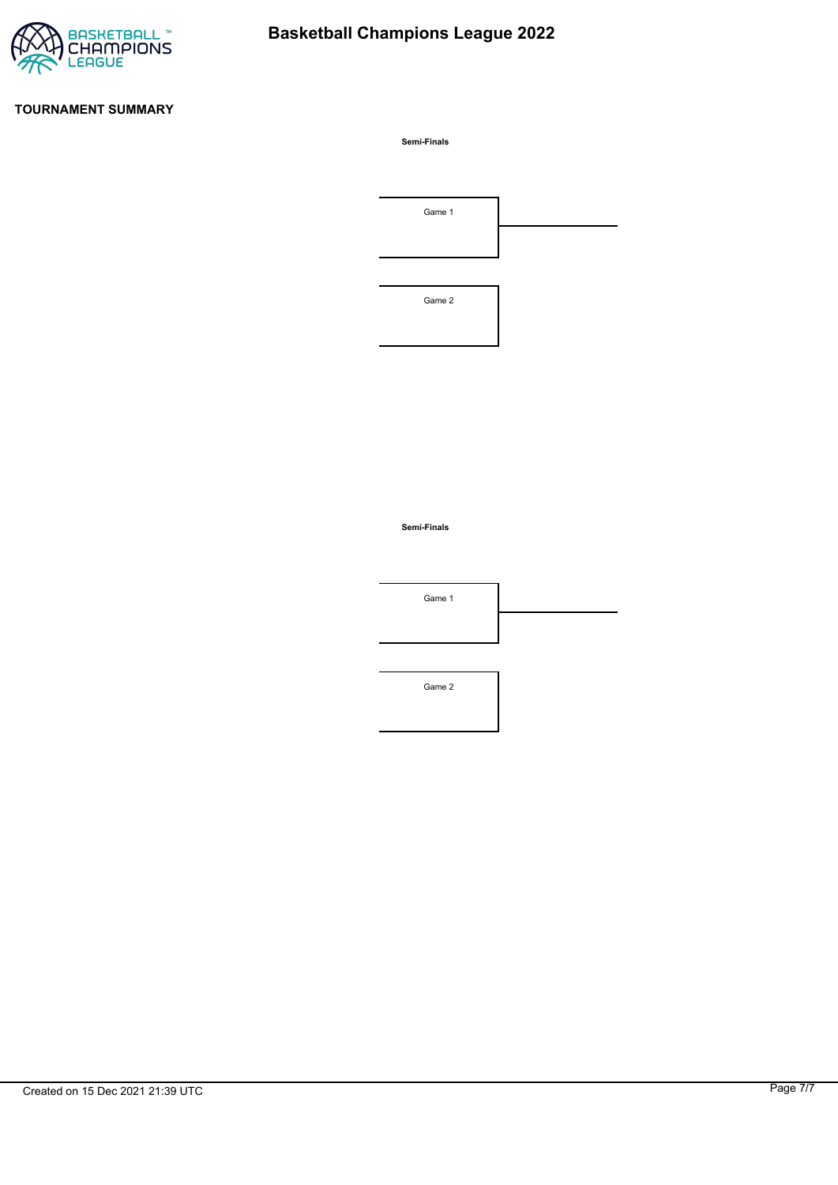# Basketball Champions League 2022

## TOURNAMENT SUMMARY

**Semi-Finals**

Game 1

Game 2

**Semi-Finals**

Game 1

Game 2

Created on 15 Dec 2021 21:39 UTC